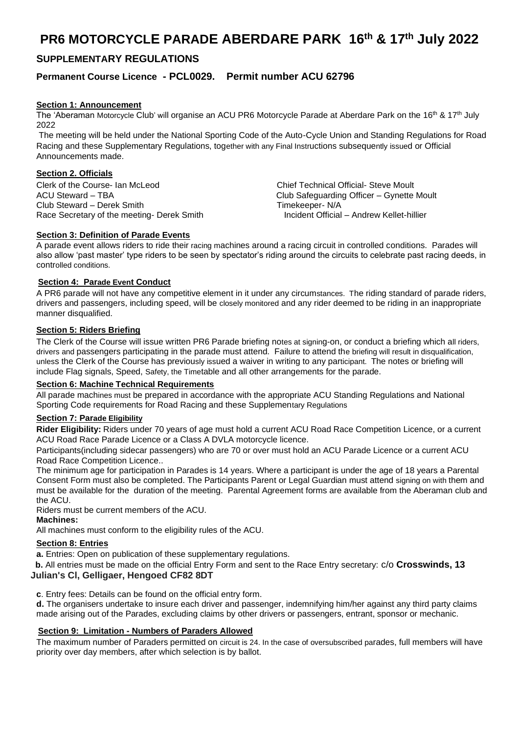# PR6 MOTORCYCLE PARADE ABERDARE PARK 16th & 17th July 2022

## SUPPLEMENTARY REGULATIONS

### Permanent Course Licence - PCL0029. Permit number ACU 62796

**Section 1: Announcement**

The 'Aberaman Motorcycle Club' will organise an ACU PR6 Motorcycle Parade at Aberdare Park on the 16th & 17th July 2022

The meeting will be held under the National Sporting Code of the Auto-Cycle Union and Standing Regulations for Road Racing and these Supplementary Regulations, together with any Final Instructions subsequently issued or Official Announcements made.

**Section 2. Officials**

Clerk of the Course- Ian McLeod
ACU Steward – TBA
Club Steward – Derek Smith
Race Secretary of the meeting- Derek Smith
Chief Technical Official- Steve Moult
Club Safeguarding Officer – Gynette Moult
Timekeeper- N/A
Incident Official – Andrew Kellet-hillier

**Section 3: Definition of Parade Events**

A parade event allows riders to ride their racing machines around a racing circuit in controlled conditions. Parades will also allow 'past master' type riders to be seen by spectator's riding around the circuits to celebrate past racing deeds, in controlled conditions.

**Section 4: Parade Event Conduct**

A PR6 parade will not have any competitive element in it under any circumstances. The riding standard of parade riders, drivers and passengers, including speed, will be closely monitored and any rider deemed to be riding in an inappropriate manner disqualified.

**Section 5: Riders Briefing**

The Clerk of the Course will issue written PR6 Parade briefing notes at signing-on, or conduct a briefing which all riders, drivers and passengers participating in the parade must attend. Failure to attend the briefing will result in disqualification, unless the Clerk of the Course has previously issued a waiver in writing to any participant. The notes or briefing will include Flag signals, Speed, Safety, the Timetable and all other arrangements for the parade.

**Section 6: Machine Technical Requirements**

All parade machines must be prepared in accordance with the appropriate ACU Standing Regulations and National Sporting Code requirements for Road Racing and these Supplementary Regulations

**Section 7: Parade Eligibility**

**Rider Eligibility:** Riders under 70 years of age must hold a current ACU Road Race Competition Licence, or a current ACU Road Race Parade Licence or a Class A DVLA motorcycle licence.

Participants(including sidecar passengers) who are 70 or over must hold an ACU Parade Licence or a current ACU Road Race Competition Licence..

The minimum age for participation in Parades is 14 years. Where a participant is under the age of 18 years a Parental Consent Form must also be completed. The Participants Parent or Legal Guardian must attend signing on with them and must be available for the duration of the meeting. Parental Agreement forms are available from the Aberaman club and the ACU.

Riders must be current members of the ACU.

**Machines:**

All machines must conform to the eligibility rules of the ACU.

**Section 8: Entries**

**a.** Entries: Open on publication of these supplementary regulations.

**b.** All entries must be made on the official Entry Form and sent to the Race Entry secretary: c/o **Crosswinds, 13 Julian's Cl, Gelligaer, Hengoed CF82 8DT**

**c**. Entry fees: Details can be found on the official entry form.

**d.** The organisers undertake to insure each driver and passenger, indemnifying him/her against any third party claims made arising out of the Parades, excluding claims by other drivers or passengers, entrant, sponsor or mechanic.

**Section 9: Limitation - Numbers of Paraders Allowed**

The maximum number of Paraders permitted on circuit is 24. In the case of oversubscribed parades, full members will have priority over day members, after which selection is by ballot.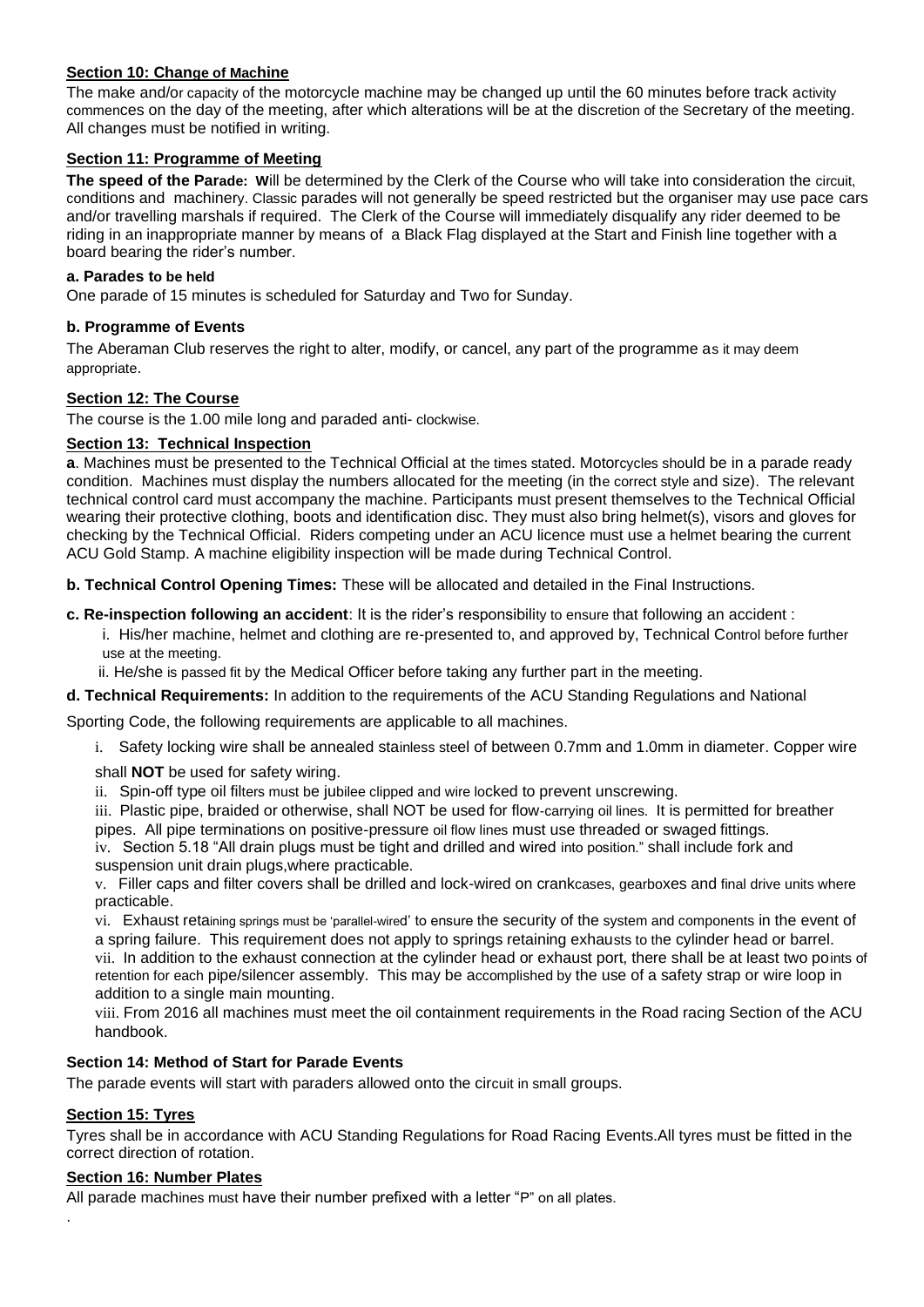## Section 10: Change of Machine

The make and/or capacity of the motorcycle machine may be changed up until the 60 minutes before track activity commences on the day of the meeting, after which alterations will be at the discretion of the Secretary of the meeting. All changes must be notified in writing.

## Section 11: Programme of Meeting

**The speed of the Parade: W**ill be determined by the Clerk of the Course who will take into consideration the circuit, conditions and machinery. Classic parades will not generally be speed restricted but the organiser may use pace cars and/or travelling marshals if required. The Clerk of the Course will immediately disqualify any rider deemed to be riding in an inappropriate manner by means of a Black Flag displayed at the Start and Finish line together with a board bearing the rider's number.

**a. Parades to be held**

One parade of 15 minutes is scheduled for Saturday and Two for Sunday.

**b. Programme of Events**

The Aberaman Club reserves the right to alter, modify, or cancel, any part of the programme as it may deem appropriate.

## Section 12: The Course

The course is the 1.00 mile long and paraded anti- clockwise.

## Section 13: Technical Inspection

**a**. Machines must be presented to the Technical Official at the times stated. Motorcycles should be in a parade ready condition. Machines must display the numbers allocated for the meeting (in the correct style and size). The relevant technical control card must accompany the machine. Participants must present themselves to the Technical Official wearing their protective clothing, boots and identification disc. They must also bring helmet(s), visors and gloves for checking by the Technical Official. Riders competing under an ACU licence must use a helmet bearing the current ACU Gold Stamp. A machine eligibility inspection will be made during Technical Control.

**b. Technical Control Opening Times:** These will be allocated and detailed in the Final Instructions.

**c. Re-inspection following an accident**: It is the rider's responsibility to ensure that following an accident :

i. His/her machine, helmet and clothing are re-presented to, and approved by, Technical Control before further use at the meeting.

ii. He/she is passed fit by the Medical Officer before taking any further part in the meeting.

**d. Technical Requirements:** In addition to the requirements of the ACU Standing Regulations and National Sporting Code, the following requirements are applicable to all machines.

i. Safety locking wire shall be annealed stainless steel of between 0.7mm and 1.0mm in diameter. Copper wire shall **NOT** be used for safety wiring.

ii. Spin-off type oil filters must be jubilee clipped and wire locked to prevent unscrewing.

iii. Plastic pipe, braided or otherwise, shall NOT be used for flow-carrying oil lines. It is permitted for breather pipes. All pipe terminations on positive-pressure oil flow lines must use threaded or swaged fittings.

iv. Section 5.18 "All drain plugs must be tight and drilled and wired into position." shall include fork and suspension unit drain plugs,where practicable.

v. Filler caps and filter covers shall be drilled and lock-wired on crankcases, gearboxes and final drive units where practicable.

vi. Exhaust retaining springs must be 'parallel-wired' to ensure the security of the system and components in the event of a spring failure. This requirement does not apply to springs retaining exhausts to the cylinder head or barrel.

vii. In addition to the exhaust connection at the cylinder head or exhaust port, there shall be at least two points of retention for each pipe/silencer assembly. This may be accomplished by the use of a safety strap or wire loop in addition to a single main mounting.

viii. From 2016 all machines must meet the oil containment requirements in the Road racing Section of the ACU handbook.

## Section 14: Method of Start for Parade Events

The parade events will start with paraders allowed onto the circuit in small groups.

## Section 15: Tyres

Tyres shall be in accordance with ACU Standing Regulations for Road Racing Events.All tyres must be fitted in the correct direction of rotation.

## Section 16: Number Plates

All parade machines must have their number prefixed with a letter "P" on all plates.